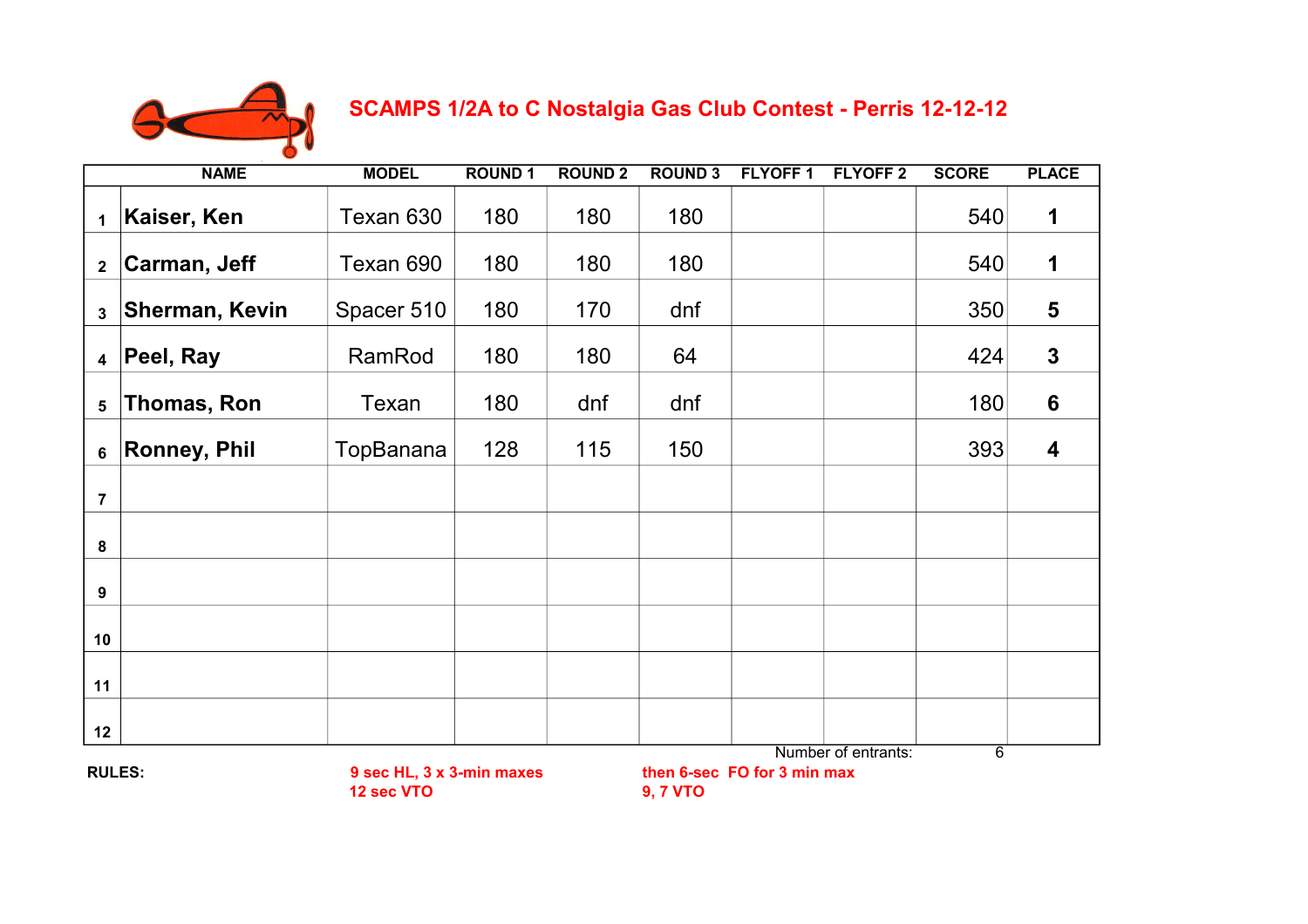# SCAMPS 1/2A to C Nostalgia Gas Club Contest - Perris 12-12-12

| | NAME | MODEL | ROUND 1 | ROUND 2 | ROUND 3 | FLYOFF 1 | FLYOFF 2 | SCORE | PLACE |
|---|---|---|---|---|---|---|---|---|---|
| 1 | Kaiser, Ken | Texan 630 | 180 | 180 | 180 | | | 540 | 1 |
| 2 | Carman, Jeff | Texan 690 | 180 | 180 | 180 | | | 540 | 1 |
| 3 | Sherman, Kevin | Spacer 510 | 180 | 170 | dnf | | | 350 | 5 |
| 4 | Peel, Ray | RamRod | 180 | 180 | 64 | | | 424 | 3 |
| 5 | Thomas, Ron | Texan | 180 | dnf | dnf | | | 180 | 6 |
| 6 | Ronney, Phil | TopBanana | 128 | 115 | 150 | | | 393 | 4 |
| 7 | | | | | | | | | |
| 8 | | | | | | | | | |
| 9 | | | | | | | | | |
| 10 | | | | | | | | | |
| 11 | | | | | | | | | |
| 12 | | | | | | | | | |

Number of entrants: 6

**RULES:**

**9 sec HL, 3 x 3-min maxes**
**12 sec VTO**

**then 6-sec FO for 3 min max**
**9, 7 VTO**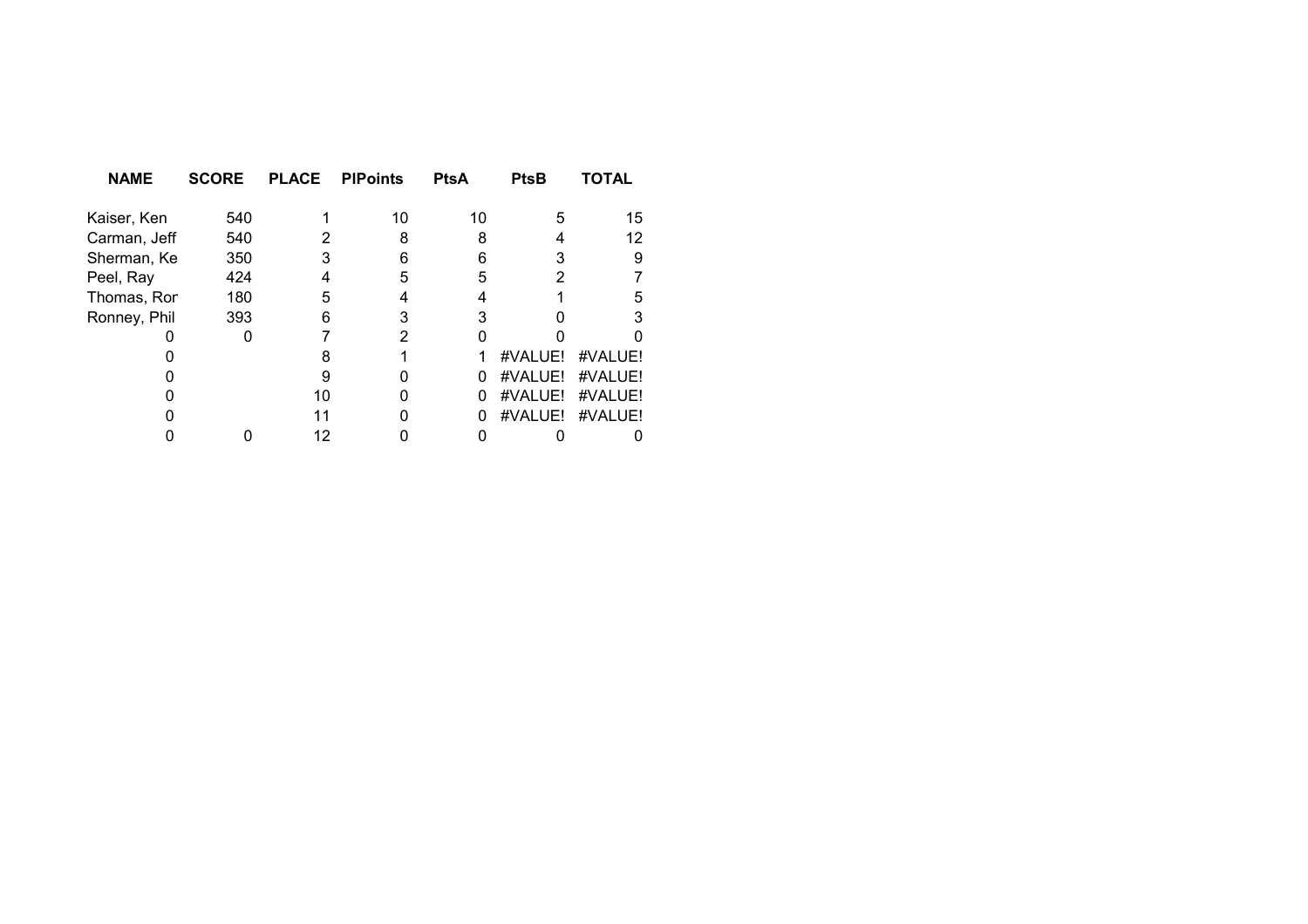| NAME | SCORE | PLACE | PlPoints | PtsA | PtsB | TOTAL |
|---|---|---|---|---|---|---|
| Kaiser, Ken | 540 | 1 | 10 | 10 | 5 | 15 |
| Carman, Jeff | 540 | 2 | 8 | 8 | 4 | 12 |
| Sherman, Ke | 350 | 3 | 6 | 6 | 3 | 9 |
| Peel, Ray | 424 | 4 | 5 | 5 | 2 | 7 |
| Thomas, Ror | 180 | 5 | 4 | 4 | 1 | 5 |
| Ronney, Phil | 393 | 6 | 3 | 3 | 0 | 3 |
| 0 | 0 | 7 | 2 | 0 | 0 | 0 |
| 0 | | 8 | 1 | 1 | #VALUE! | #VALUE! |
| 0 | | 9 | 0 | 0 | #VALUE! | #VALUE! |
| 0 | | 10 | 0 | 0 | #VALUE! | #VALUE! |
| 0 | | 11 | 0 | 0 | #VALUE! | #VALUE! |
| 0 | 0 | 12 | 0 | 0 | 0 | 0 |